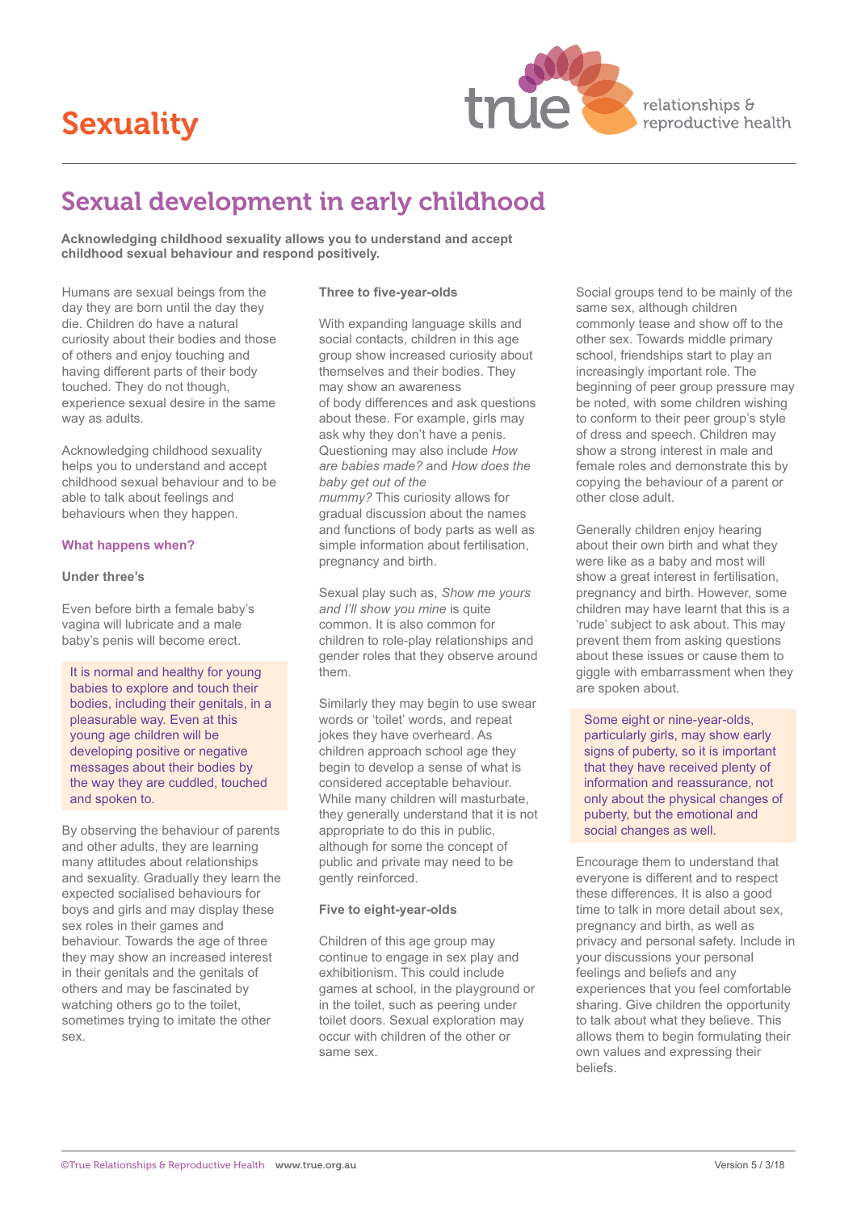# Sexuality

true relationships & reproductive health

## Sexual development in early childhood

**Acknowledging childhood sexuality allows you to understand and accept childhood sexual behaviour and respond positively.**

Humans are sexual beings from the day they are born until the day they die. Children do have a natural curiosity about their bodies and those of others and enjoy touching and having different parts of their body touched. They do not though, experience sexual desire in the same way as adults.

Acknowledging childhood sexuality helps you to understand and accept childhood sexual behaviour and to be able to talk about feelings and behaviours when they happen.

### What happens when?

#### Under three's

Even before birth a female baby's vagina will lubricate and a male baby's penis will become erect.

> It is normal and healthy for young babies to explore and touch their bodies, including their genitals, in a pleasurable way. Even at this young age children will be developing positive or negative messages about their bodies by the way they are cuddled, touched and spoken to.

By observing the behaviour of parents and other adults, they are learning many attitudes about relationships and sexuality. Gradually they learn the expected socialised behaviours for boys and girls and may display these sex roles in their games and behaviour. Towards the age of three they may show an increased interest in their genitals and the genitals of others and may be fascinated by watching others go to the toilet, sometimes trying to imitate the other sex.

#### Three to five-year-olds

With expanding language skills and social contacts, children in this age group show increased curiosity about themselves and their bodies. They may show an awareness of body differences and ask questions about these. For example, girls may ask why they don't have a penis. Questioning may also include *How are babies made?* and *How does the baby get out of the mummy?* This curiosity allows for gradual discussion about the names and functions of body parts as well as simple information about fertilisation, pregnancy and birth.

Sexual play such as, *Show me yours and I'll show you mine* is quite common. It is also common for children to role-play relationships and gender roles that they observe around them.

Similarly they may begin to use swear words or 'toilet' words, and repeat jokes they have overheard. As children approach school age they begin to develop a sense of what is considered acceptable behaviour. While many children will masturbate, they generally understand that it is not appropriate to do this in public, although for some the concept of public and private may need to be gently reinforced.

#### Five to eight-year-olds

Children of this age group may continue to engage in sex play and exhibitionism. This could include games at school, in the playground or in the toilet, such as peering under toilet doors. Sexual exploration may occur with children of the other or same sex.

Social groups tend to be mainly of the same sex, although children commonly tease and show off to the other sex. Towards middle primary school, friendships start to play an increasingly important role. The beginning of peer group pressure may be noted, with some children wishing to conform to their peer group's style of dress and speech. Children may show a strong interest in male and female roles and demonstrate this by copying the behaviour of a parent or other close adult.

Generally children enjoy hearing about their own birth and what they were like as a baby and most will show a great interest in fertilisation, pregnancy and birth. However, some children may have learnt that this is a 'rude' subject to ask about. This may prevent them from asking questions about these issues or cause them to giggle with embarrassment when they are spoken about.

> Some eight or nine-year-olds, particularly girls, may show early signs of puberty, so it is important that they have received plenty of information and reassurance, not only about the physical changes of puberty, but the emotional and social changes as well.

Encourage them to understand that everyone is different and to respect these differences. It is also a good time to talk in more detail about sex, pregnancy and birth, as well as privacy and personal safety. Include in your discussions your personal feelings and beliefs and any experiences that you feel comfortable sharing. Give children the opportunity to talk about what they believe. This allows them to begin formulating their own values and expressing their beliefs.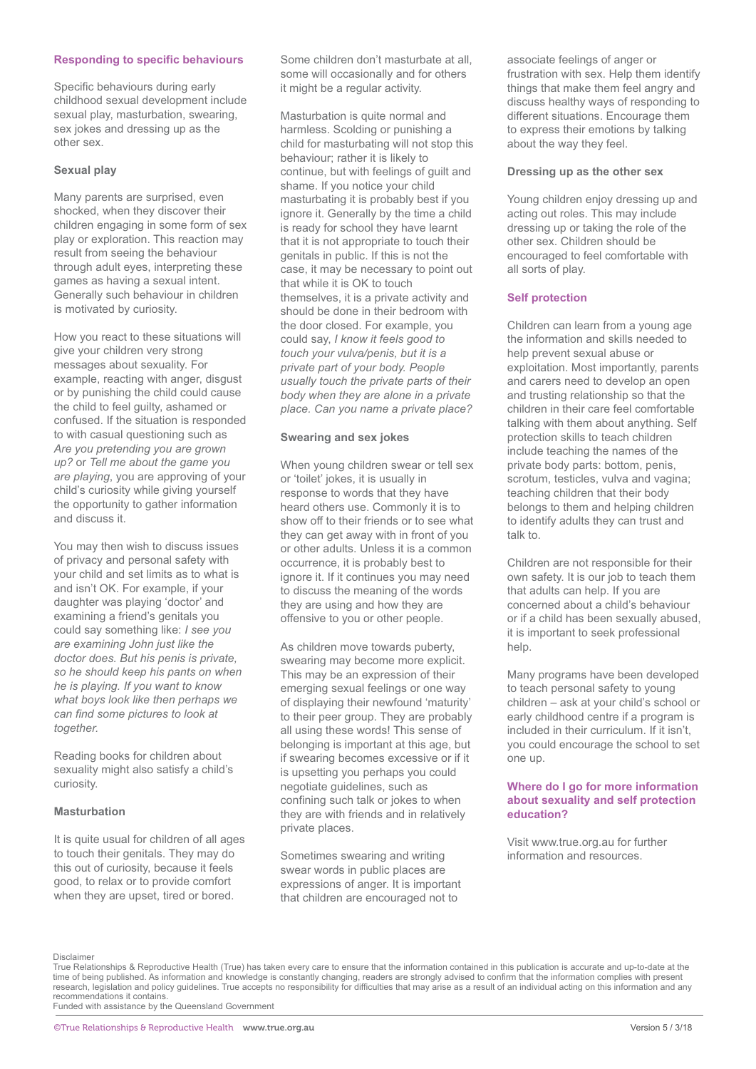## Responding to specific behaviours

Specific behaviours during early childhood sexual development include sexual play, masturbation, swearing, sex jokes and dressing up as the other sex.

### Sexual play

Many parents are surprised, even shocked, when they discover their children engaging in some form of sex play or exploration. This reaction may result from seeing the behaviour through adult eyes, interpreting these games as having a sexual intent. Generally such behaviour in children is motivated by curiosity.

How you react to these situations will give your children very strong messages about sexuality. For example, reacting with anger, disgust or by punishing the child could cause the child to feel guilty, ashamed or confused. If the situation is responded to with casual questioning such as *Are you pretending you are grown up?* or *Tell me about the game you are playing*, you are approving of your child's curiosity while giving yourself the opportunity to gather information and discuss it.

You may then wish to discuss issues of privacy and personal safety with your child and set limits as to what is and isn't OK. For example, if your daughter was playing 'doctor' and examining a friend's genitals you could say something like: *I see you are examining John just like the doctor does. But his penis is private, so he should keep his pants on when he is playing. If you want to know what boys look like then perhaps we can find some pictures to look at together.*

Reading books for children about sexuality might also satisfy a child's curiosity.

### Masturbation

It is quite usual for children of all ages to touch their genitals. They may do this out of curiosity, because it feels good, to relax or to provide comfort when they are upset, tired or bored.

Some children don't masturbate at all, some will occasionally and for others it might be a regular activity.

Masturbation is quite normal and harmless. Scolding or punishing a child for masturbating will not stop this behaviour; rather it is likely to continue, but with feelings of guilt and shame. If you notice your child masturbating it is probably best if you ignore it. Generally by the time a child is ready for school they have learnt that it is not appropriate to touch their genitals in public. If this is not the case, it may be necessary to point out that while it is OK to touch themselves, it is a private activity and should be done in their bedroom with the door closed. For example, you could say, *I know it feels good to touch your vulva/penis, but it is a private part of your body. People usually touch the private parts of their body when they are alone in a private place. Can you name a private place?*

### Swearing and sex jokes

When young children swear or tell sex or 'toilet' jokes, it is usually in response to words that they have heard others use. Commonly it is to show off to their friends or to see what they can get away with in front of you or other adults. Unless it is a common occurrence, it is probably best to ignore it. If it continues you may need to discuss the meaning of the words they are using and how they are offensive to you or other people.

As children move towards puberty, swearing may become more explicit. This may be an expression of their emerging sexual feelings or one way of displaying their newfound 'maturity' to their peer group. They are probably all using these words! This sense of belonging is important at this age, but if swearing becomes excessive or if it is upsetting you perhaps you could negotiate guidelines, such as confining such talk or jokes to when they are with friends and in relatively private places.

Sometimes swearing and writing swear words in public places are expressions of anger. It is important that children are encouraged not to associate feelings of anger or frustration with sex. Help them identify things that make them feel angry and discuss healthy ways of responding to different situations. Encourage them to express their emotions by talking about the way they feel.

### Dressing up as the other sex

Young children enjoy dressing up and acting out roles. This may include dressing up or taking the role of the other sex. Children should be encouraged to feel comfortable with all sorts of play.

## Self protection

Children can learn from a young age the information and skills needed to help prevent sexual abuse or exploitation. Most importantly, parents and carers need to develop an open and trusting relationship so that the children in their care feel comfortable talking with them about anything. Self protection skills to teach children include teaching the names of the private body parts: bottom, penis, scrotum, testicles, vulva and vagina; teaching children that their body belongs to them and helping children to identify adults they can trust and talk to.

Children are not responsible for their own safety. It is our job to teach them that adults can help. If you are concerned about a child's behaviour or if a child has been sexually abused, it is important to seek professional help.

Many programs have been developed to teach personal safety to young children – ask at your child's school or early childhood centre if a program is included in their curriculum. If it isn't, you could encourage the school to set one up.

## Where do I go for more information about sexuality and self protection education?

Visit www.true.org.au for further information and resources.

Disclaimer
True Relationships & Reproductive Health (True) has taken every care to ensure that the information contained in this publication is accurate and up-to-date at the time of being published. As information and knowledge is constantly changing, readers are strongly advised to confirm that the information complies with present research, legislation and policy guidelines. True accepts no responsibility for difficulties that may arise as a result of an individual acting on this information and any recommendations it contains.
Funded with assistance by the Queensland Government

©True Relationships & Reproductive Health www.true.org.au Version 5 / 3/18